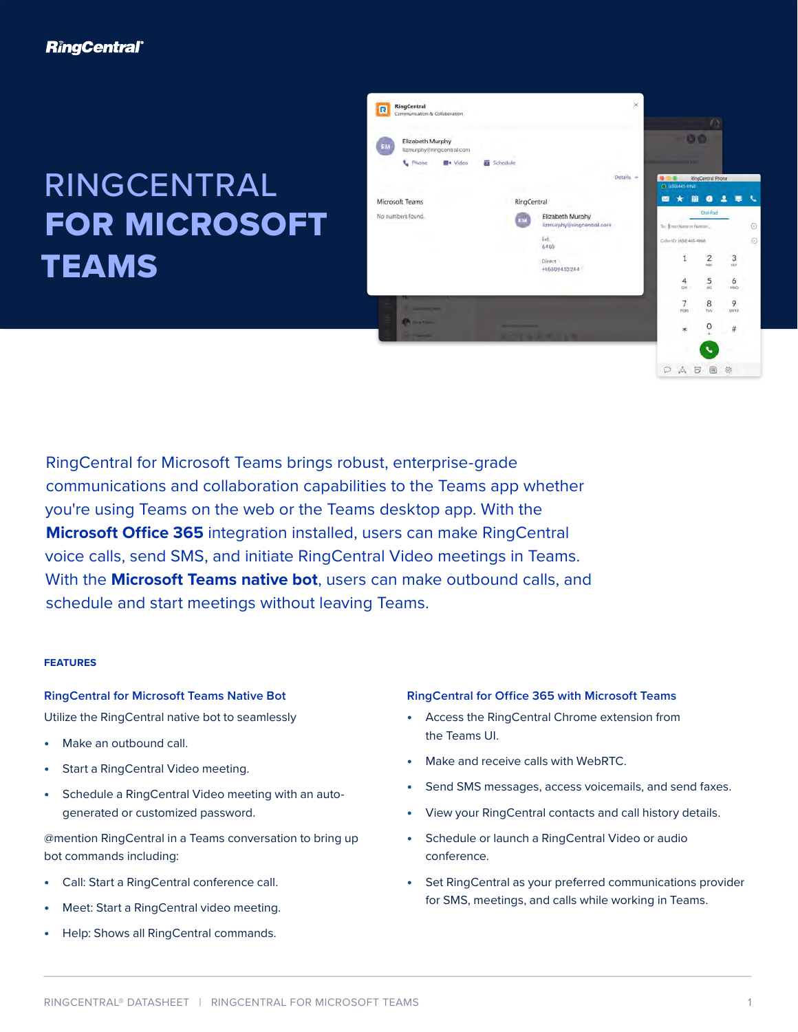# RINGCENTRAL FOR MICROSOFT TEAMS

RingCentral for Microsoft Teams brings robust, enterprise-grade communications and collaboration capabilities to the Teams app whether you're using Teams on the web or the Teams desktop app. With the **Microsoft Office 365** integration installed, users can make RingCentral voice calls, send SMS, and initiate RingCentral Video meetings in Teams. With the **Microsoft Teams native bot**, users can make outbound calls, and schedule and start meetings without leaving Teams.

## FEATURES

### RingCentral for Microsoft Teams Native Bot

Utilize the RingCentral native bot to seamlessly

- Make an outbound call.
- Start a RingCentral Video meeting.
- Schedule a RingCentral Video meeting with an auto-generated or customized password.

@mention RingCentral in a Teams conversation to bring up bot commands including:

- Call: Start a RingCentral conference call.
- Meet: Start a RingCentral video meeting.
- Help: Shows all RingCentral commands.

### RingCentral for Office 365 with Microsoft Teams

- Access the RingCentral Chrome extension from the Teams UI.
- Make and receive calls with WebRTC.
- Send SMS messages, access voicemails, and send faxes.
- View your RingCentral contacts and call history details.
- Schedule or launch a RingCentral Video or audio conference.
- Set RingCentral as your preferred communications provider for SMS, meetings, and calls while working in Teams.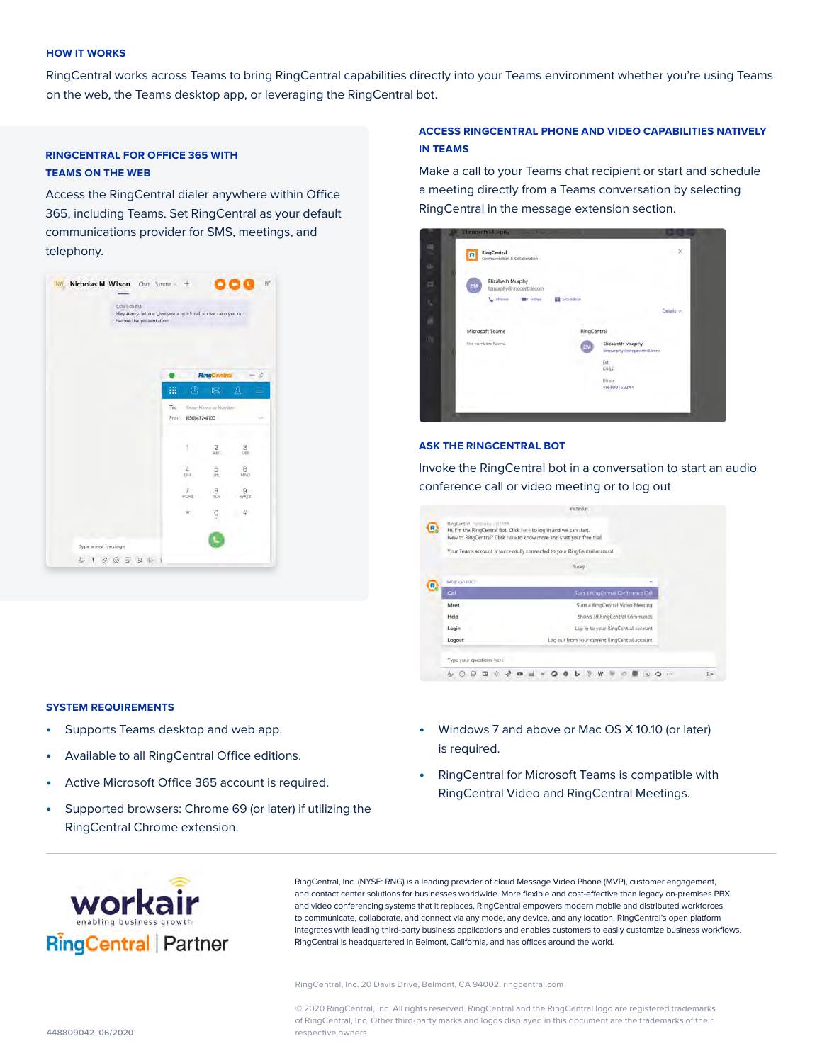### HOW IT WORKS

RingCentral works across Teams to bring RingCentral capabilities directly into your Teams environment whether you're using Teams on the web, the Teams desktop app, or leveraging the RingCentral bot.

### RINGCENTRAL FOR OFFICE 365 WITH TEAMS ON THE WEB

Access the RingCentral dialer anywhere within Office 365, including Teams. Set RingCentral as your default communications provider for SMS, meetings, and telephony.

### ACCESS RINGCENTRAL PHONE AND VIDEO CAPABILITIES NATIVELY IN TEAMS

Make a call to your Teams chat recipient or start and schedule a meeting directly from a Teams conversation by selecting RingCentral in the message extension section.

### ASK THE RINGCENTRAL BOT

Invoke the RingCentral bot in a conversation to start an audio conference call or video meeting or to log out

### SYSTEM REQUIREMENTS

- Supports Teams desktop and web app.
- Available to all RingCentral Office editions.
- Active Microsoft Office 365 account is required.
- Supported browsers: Chrome 69 (or later) if utilizing the RingCentral Chrome extension.
- Windows 7 and above or Mac OS X 10.10 (or later) is required.
- RingCentral for Microsoft Teams is compatible with RingCentral Video and RingCentral Meetings.

---

workair
enabling business growth
RingCentral | Partner

RingCentral, Inc. (NYSE: RNG) is a leading provider of cloud Message Video Phone (MVP), customer engagement, and contact center solutions for businesses worldwide. More flexible and cost-effective than legacy on-premises PBX and video conferencing systems that it replaces, RingCentral empowers modern mobile and distributed workforces to communicate, collaborate, and connect via any mode, any device, and any location. RingCentral's open platform integrates with leading third-party business applications and enables customers to easily customize business workflows. RingCentral is headquartered in Belmont, California, and has offices around the world.

RingCentral, Inc. 20 Davis Drive, Belmont, CA 94002. ringcentral.com

© 2020 RingCentral, Inc. All rights reserved. RingCentral and the RingCentral logo are registered trademarks of RingCentral, Inc. Other third-party marks and logos displayed in this document are the trademarks of their respective owners.

448809042 06/2020